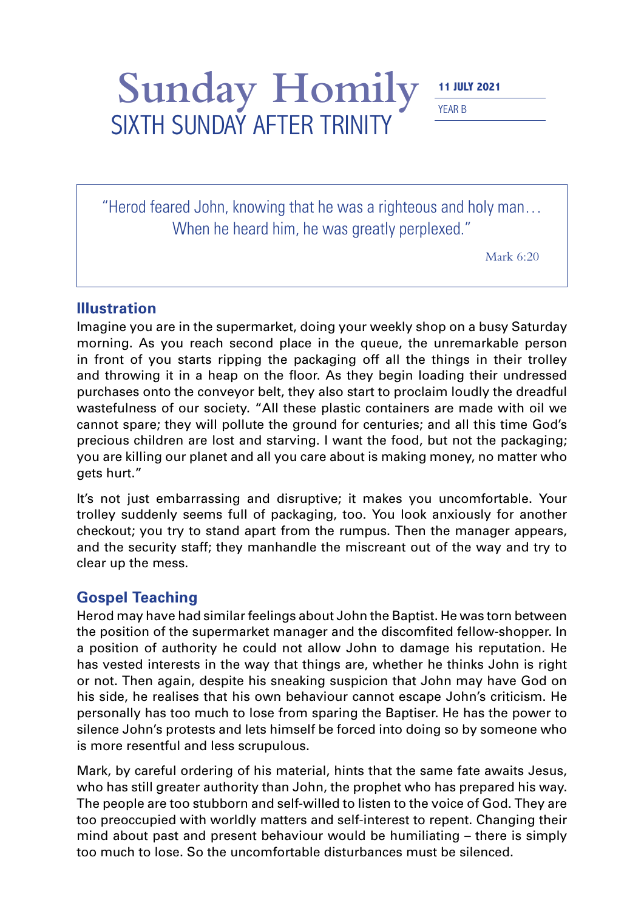# Sunday Homily

## SIXTH SUNDAY AFTER TRINITY

**11 JULY 2021**

YEAR B

> "Herod feared John, knowing that he was a righteous and holy man… When he heard him, he was greatly perplexed."
>
> Mark 6:20

### Illustration

Imagine you are in the supermarket, doing your weekly shop on a busy Saturday morning. As you reach second place in the queue, the unremarkable person in front of you starts ripping the packaging off all the things in their trolley and throwing it in a heap on the floor. As they begin loading their undressed purchases onto the conveyor belt, they also start to proclaim loudly the dreadful wastefulness of our society. "All these plastic containers are made with oil we cannot spare; they will pollute the ground for centuries; and all this time God's precious children are lost and starving. I want the food, but not the packaging; you are killing our planet and all you care about is making money, no matter who gets hurt."

It's not just embarrassing and disruptive; it makes you uncomfortable. Your trolley suddenly seems full of packaging, too. You look anxiously for another checkout; you try to stand apart from the rumpus. Then the manager appears, and the security staff; they manhandle the miscreant out of the way and try to clear up the mess.

### Gospel Teaching

Herod may have had similar feelings about John the Baptist. He was torn between the position of the supermarket manager and the discomfited fellow-shopper. In a position of authority he could not allow John to damage his reputation. He has vested interests in the way that things are, whether he thinks John is right or not. Then again, despite his sneaking suspicion that John may have God on his side, he realises that his own behaviour cannot escape John's criticism. He personally has too much to lose from sparing the Baptiser. He has the power to silence John's protests and lets himself be forced into doing so by someone who is more resentful and less scrupulous.

Mark, by careful ordering of his material, hints that the same fate awaits Jesus, who has still greater authority than John, the prophet who has prepared his way. The people are too stubborn and self-willed to listen to the voice of God. They are too preoccupied with worldly matters and self-interest to repent. Changing their mind about past and present behaviour would be humiliating – there is simply too much to lose. So the uncomfortable disturbances must be silenced.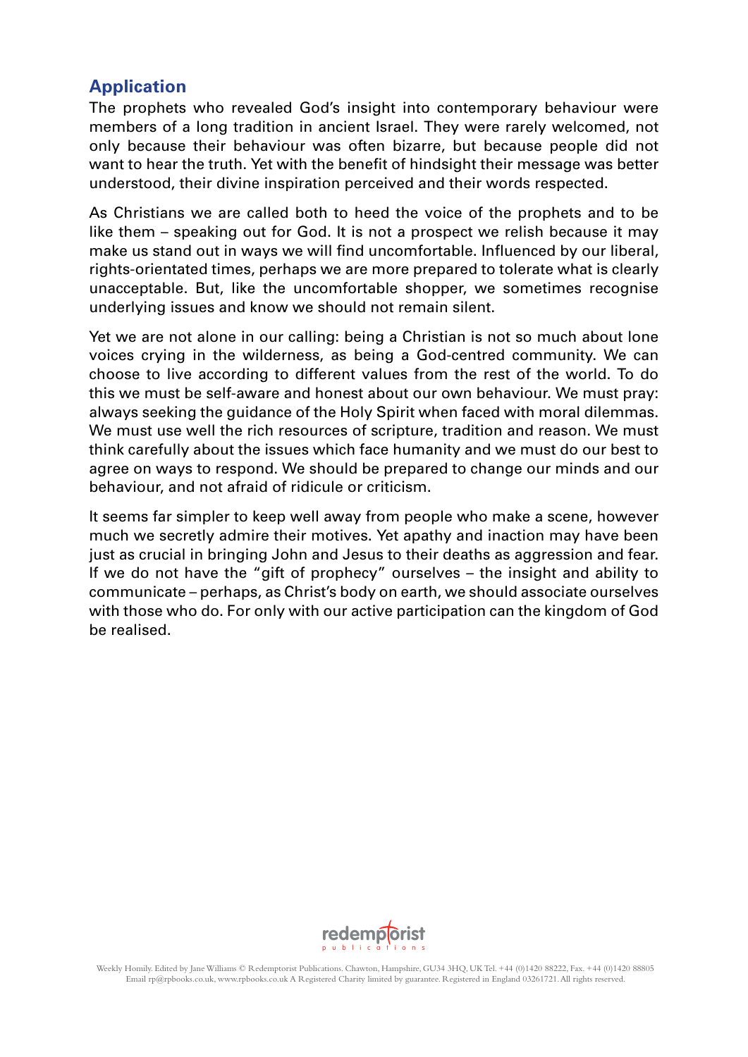## Application

The prophets who revealed God's insight into contemporary behaviour were members of a long tradition in ancient Israel. They were rarely welcomed, not only because their behaviour was often bizarre, but because people did not want to hear the truth. Yet with the benefit of hindsight their message was better understood, their divine inspiration perceived and their words respected.

As Christians we are called both to heed the voice of the prophets and to be like them – speaking out for God. It is not a prospect we relish because it may make us stand out in ways we will find uncomfortable. Influenced by our liberal, rights-orientated times, perhaps we are more prepared to tolerate what is clearly unacceptable. But, like the uncomfortable shopper, we sometimes recognise underlying issues and know we should not remain silent.

Yet we are not alone in our calling: being a Christian is not so much about lone voices crying in the wilderness, as being a God-centred community. We can choose to live according to different values from the rest of the world. To do this we must be self-aware and honest about our own behaviour. We must pray: always seeking the guidance of the Holy Spirit when faced with moral dilemmas. We must use well the rich resources of scripture, tradition and reason. We must think carefully about the issues which face humanity and we must do our best to agree on ways to respond. We should be prepared to change our minds and our behaviour, and not afraid of ridicule or criticism.

It seems far simpler to keep well away from people who make a scene, however much we secretly admire their motives. Yet apathy and inaction may have been just as crucial in bringing John and Jesus to their deaths as aggression and fear. If we do not have the "gift of prophecy" ourselves – the insight and ability to communicate – perhaps, as Christ's body on earth, we should associate ourselves with those who do. For only with our active participation can the kingdom of God be realised.

redemptorist publications

Weekly Homily. Edited by Jane Williams © Redemptorist Publications. Chawton, Hampshire, GU34 3HQ, UK Tel. +44 (0)1420 88222, Fax. +44 (0)1420 88805 Email rp@rpbooks.co.uk, www.rpbooks.co.uk A Registered Charity limited by guarantee. Registered in England 03261721. All rights reserved.